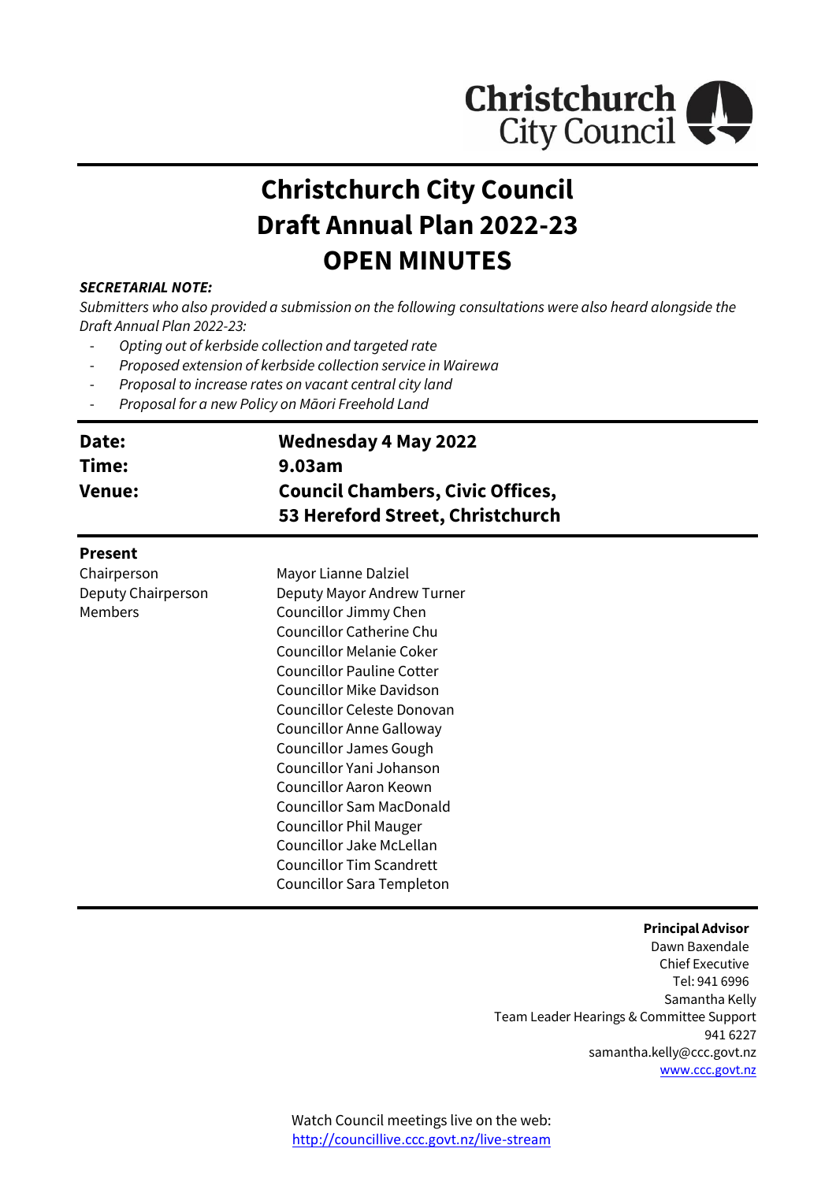Christchurch City Council

# Christchurch City Council
# Draft Annual Plan 2022-23
# OPEN MINUTES

***SECRETARIAL NOTE:***

*Submitters who also provided a submission on the following consultations were also heard alongside the Draft Annual Plan 2022-23:*

- *Opting out of kerbside collection and targeted rate*
- *Proposed extension of kerbside collection service in Wairewa*
- *Proposal to increase rates on vacant central city land*
- *Proposal for a new Policy on Māori Freehold Land*

| | |
|---|---|
| **Date:** | **Wednesday 4 May 2022** |
| **Time:** | **9.03am** |
| **Venue:** | **Council Chambers, Civic Offices, 53 Hereford Street, Christchurch** |

**Present**

| | |
|---|---|
| Chairperson | Mayor Lianne Dalziel |
| Deputy Chairperson | Deputy Mayor Andrew Turner |
| Members | Councillor Jimmy Chen |
| | Councillor Catherine Chu |
| | Councillor Melanie Coker |
| | Councillor Pauline Cotter |
| | Councillor Mike Davidson |
| | Councillor Celeste Donovan |
| | Councillor Anne Galloway |
| | Councillor James Gough |
| | Councillor Yani Johanson |
| | Councillor Aaron Keown |
| | Councillor Sam MacDonald |
| | Councillor Phil Mauger |
| | Councillor Jake McLellan |
| | Councillor Tim Scandrett |
| | Councillor Sara Templeton |

**Principal Advisor**
Dawn Baxendale
Chief Executive
Tel: 941 6996

Samantha Kelly
Team Leader Hearings & Committee Support
941 6227
samantha.kelly@ccc.govt.nz
www.ccc.govt.nz

Watch Council meetings live on the web:
http://councillive.ccc.govt.nz/live-stream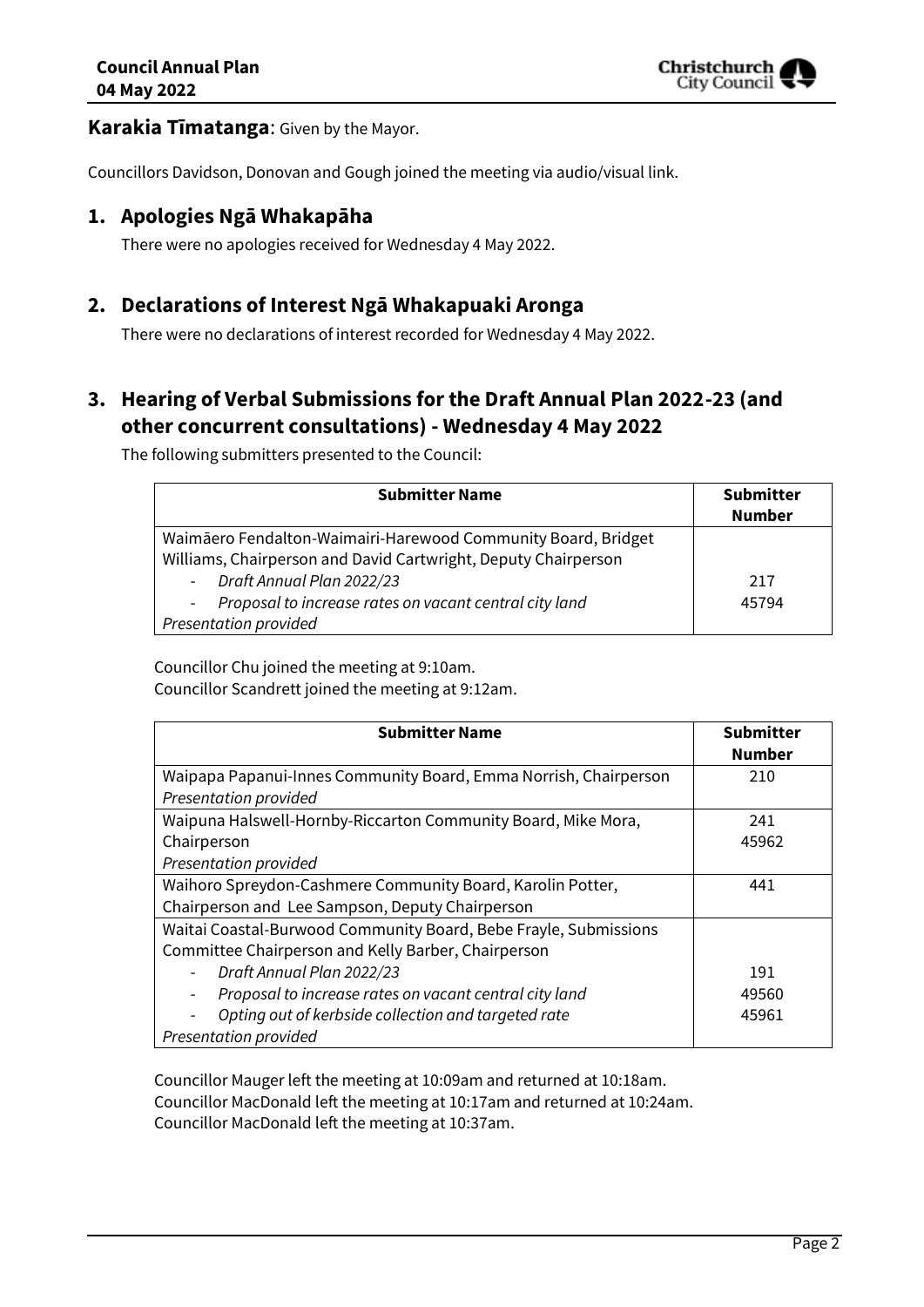**Karakia Tīmatanga**: Given by the Mayor.

Councillors Davidson, Donovan and Gough joined the meeting via audio/visual link.

## 1. Apologies Ngā Whakapāha

There were no apologies received for Wednesday 4 May 2022.

## 2. Declarations of Interest Ngā Whakapuaki Aronga

There were no declarations of interest recorded for Wednesday 4 May 2022.

## 3. Hearing of Verbal Submissions for the Draft Annual Plan 2022-23 (and other concurrent consultations) - Wednesday 4 May 2022

The following submitters presented to the Council:

| Submitter Name | Submitter Number |
|---|---|
| Waimāero Fendalton-Waimairi-Harewood Community Board, Bridget Williams, Chairperson and David Cartwright, Deputy Chairperson<br>- *Draft Annual Plan 2022/23*<br>- *Proposal to increase rates on vacant central city land*<br>*Presentation provided* | <br><br>217<br>45794 |

Councillor Chu joined the meeting at 9:10am.
Councillor Scandrett joined the meeting at 9:12am.

| Submitter Name | Submitter Number |
|---|---|
| Waipapa Papanui-Innes Community Board, Emma Norrish, Chairperson<br>*Presentation provided* | 210 |
| Waipuna Halswell-Hornby-Riccarton Community Board, Mike Mora, Chairperson<br>*Presentation provided* | 241<br>45962 |
| Waihoro Spreydon-Cashmere Community Board, Karolin Potter, Chairperson and Lee Sampson, Deputy Chairperson | 441 |
| Waitai Coastal-Burwood Community Board, Bebe Frayle, Submissions Committee Chairperson and Kelly Barber, Chairperson<br>- *Draft Annual Plan 2022/23*<br>- *Proposal to increase rates on vacant central city land*<br>- *Opting out of kerbside collection and targeted rate*<br>*Presentation provided* | <br><br>191<br>49560<br>45961 |

Councillor Mauger left the meeting at 10:09am and returned at 10:18am.
Councillor MacDonald left the meeting at 10:17am and returned at 10:24am.
Councillor MacDonald left the meeting at 10:37am.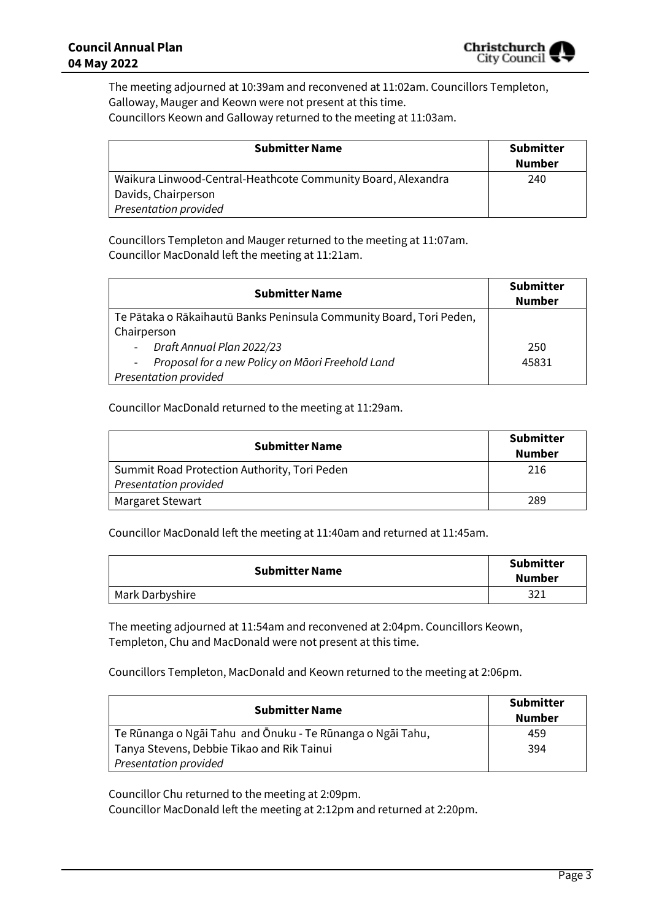The meeting adjourned at 10:39am and reconvened at 11:02am. Councillors Templeton, Galloway, Mauger and Keown were not present at this time.
Councillors Keown and Galloway returned to the meeting at 11:03am.

| Submitter Name | Submitter Number |
| --- | --- |
| Waikura Linwood-Central-Heathcote Community Board, Alexandra Davids, Chairperson<br>*Presentation provided* | 240 |

Councillors Templeton and Mauger returned to the meeting at 11:07am.
Councillor MacDonald left the meeting at 11:21am.

| Submitter Name | Submitter Number |
| --- | --- |
| Te Pātaka o Rākaihautū Banks Peninsula Community Board, Tori Peden, Chairperson<br>- *Draft Annual Plan 2022/23*<br>- *Proposal for a new Policy on Māori Freehold Land*<br>*Presentation provided* | <br><br>250<br>45831 |

Councillor MacDonald returned to the meeting at 11:29am.

| Submitter Name | Submitter Number |
| --- | --- |
| Summit Road Protection Authority, Tori Peden<br>*Presentation provided* | 216 |
| Margaret Stewart | 289 |

Councillor MacDonald left the meeting at 11:40am and returned at 11:45am.

| Submitter Name | Submitter Number |
| --- | --- |
| Mark Darbyshire | 321 |

The meeting adjourned at 11:54am and reconvened at 2:04pm. Councillors Keown, Templeton, Chu and MacDonald were not present at this time.

Councillors Templeton, MacDonald and Keown returned to the meeting at 2:06pm.

| Submitter Name | Submitter Number |
| --- | --- |
| Te Rūnanga o Ngāi Tahu and Ōnuku - Te Rūnanga o Ngāi Tahu, Tanya Stevens, Debbie Tikao and Rik Tainui<br>*Presentation provided* | 459<br>394 |

Councillor Chu returned to the meeting at 2:09pm.
Councillor MacDonald left the meeting at 2:12pm and returned at 2:20pm.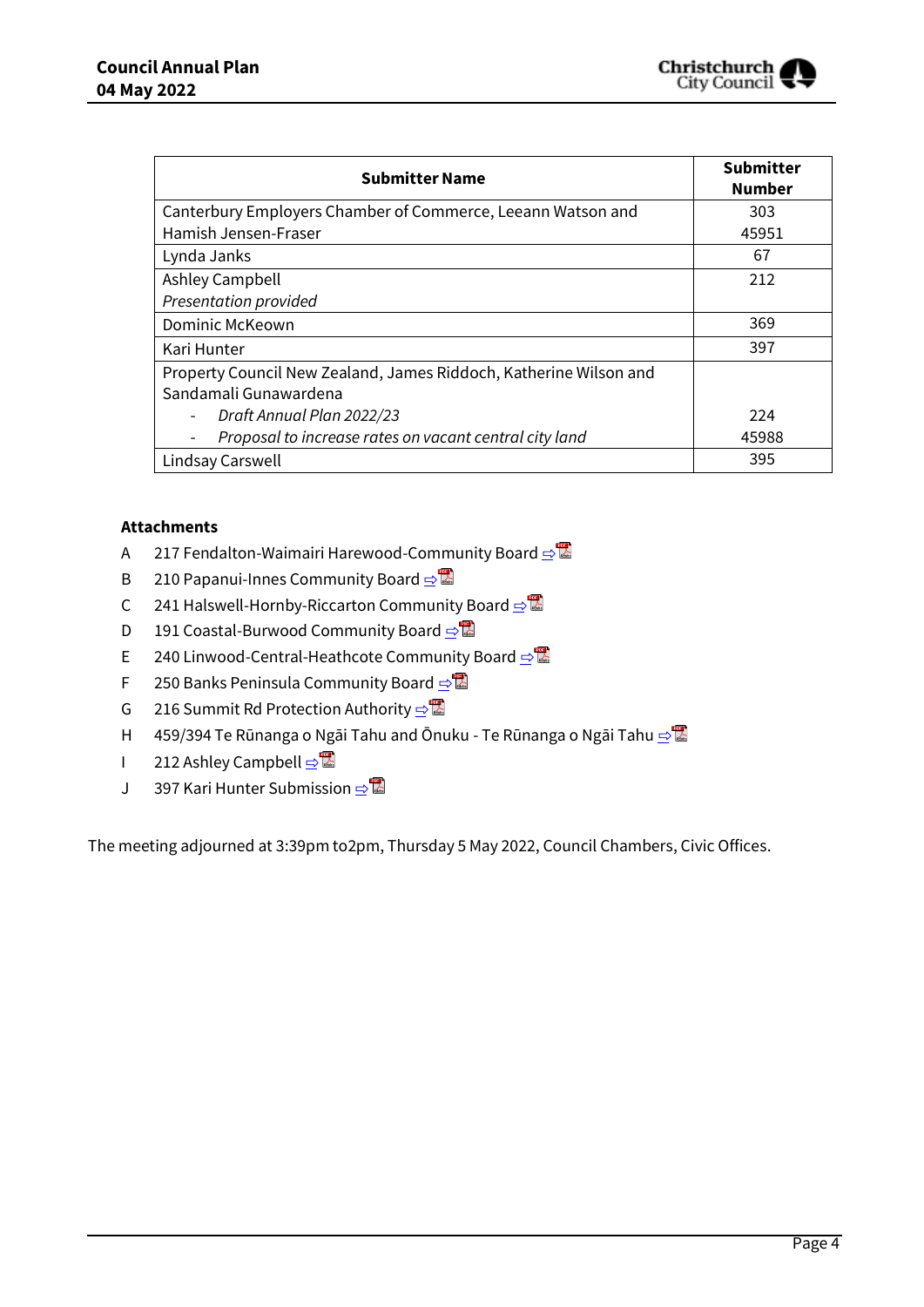| Submitter Name | Submitter Number |
|---|---|
| Canterbury Employers Chamber of Commerce, Leeann Watson and Hamish Jensen-Fraser | 303<br>45951 |
| Lynda Janks | 67 |
| Ashley Campbell<br>*Presentation provided* | 212 |
| Dominic McKeown | 369 |
| Kari Hunter | 397 |
| Property Council New Zealand, James Riddoch, Katherine Wilson and Sandamali Gunawardena<br>- *Draft Annual Plan 2022/23*<br>- *Proposal to increase rates on vacant central city land* | <br><br>224<br>45988 |
| Lindsay Carswell | 395 |

**Attachments**

A 217 Fendalton-Waimairi Harewood-Community Board

B 210 Papanui-Innes Community Board

C 241 Halswell-Hornby-Riccarton Community Board

D 191 Coastal-Burwood Community Board

E 240 Linwood-Central-Heathcote Community Board

F 250 Banks Peninsula Community Board

G 216 Summit Rd Protection Authority

H 459/394 Te Rūnanga o Ngāi Tahu and Ōnuku - Te Rūnanga o Ngāi Tahu

I 212 Ashley Campbell

J 397 Kari Hunter Submission

The meeting adjourned at 3:39pm to2pm, Thursday 5 May 2022, Council Chambers, Civic Offices.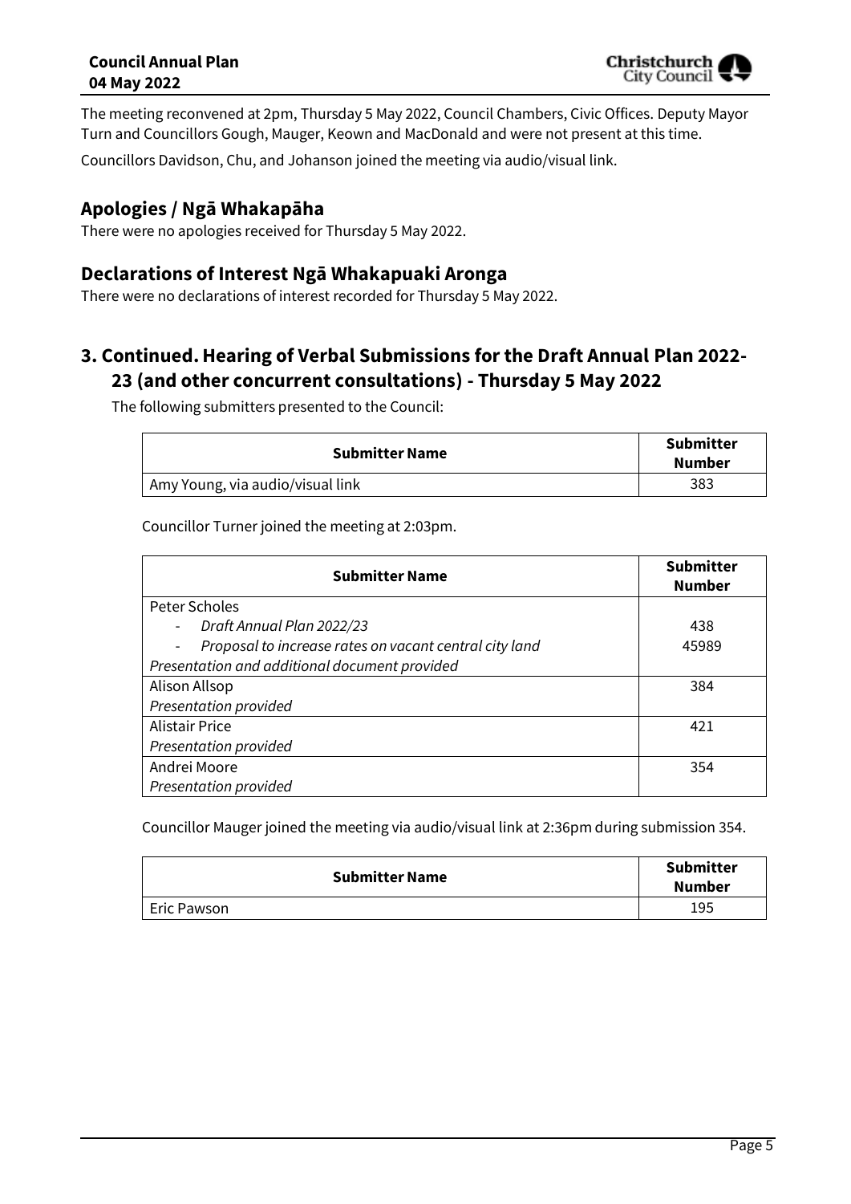The meeting reconvened at 2pm, Thursday 5 May 2022, Council Chambers, Civic Offices. Deputy Mayor Turn and Councillors Gough, Mauger, Keown and MacDonald and were not present at this time.

Councillors Davidson, Chu, and Johanson joined the meeting via audio/visual link.

## Apologies / Ngā Whakapāha

There were no apologies received for Thursday 5 May 2022.

## Declarations of Interest Ngā Whakapuaki Aronga

There were no declarations of interest recorded for Thursday 5 May 2022.

## 3. Continued. Hearing of Verbal Submissions for the Draft Annual Plan 2022-23 (and other concurrent consultations) - Thursday 5 May 2022

The following submitters presented to the Council:

| Submitter Name | Submitter Number |
|---|---|
| Amy Young, via audio/visual link | 383 |

Councillor Turner joined the meeting at 2:03pm.

| Submitter Name | Submitter Number |
|---|---|
| Peter Scholes | |
| - *Draft Annual Plan 2022/23* | 438 |
| - *Proposal to increase rates on vacant central city land* | 45989 |
| *Presentation and additional document provided* | |
| Alison Allsop<br>*Presentation provided* | 384 |
| Alistair Price<br>*Presentation provided* | 421 |
| Andrei Moore<br>*Presentation provided* | 354 |

Councillor Mauger joined the meeting via audio/visual link at 2:36pm during submission 354.

| Submitter Name | Submitter Number |
|---|---|
| Eric Pawson | 195 |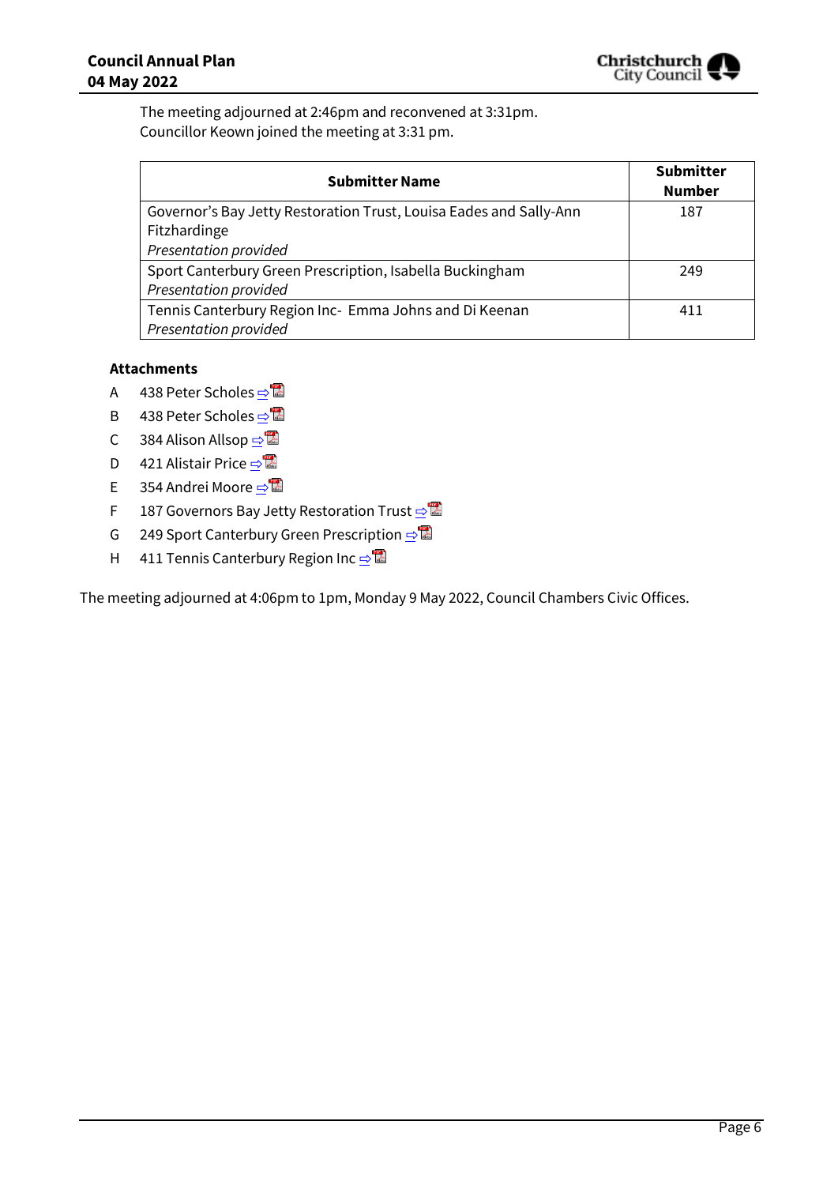The meeting adjourned at 2:46pm and reconvened at 3:31pm.
Councillor Keown joined the meeting at 3:31 pm.

| Submitter Name | Submitter Number |
| --- | --- |
| Governor's Bay Jetty Restoration Trust, Louisa Eades and Sally-Ann Fitzhardinge<br>*Presentation provided* | 187 |
| Sport Canterbury Green Prescription, Isabella Buckingham<br>*Presentation provided* | 249 |
| Tennis Canterbury Region Inc- Emma Johns and Di Keenan<br>*Presentation provided* | 411 |

**Attachments**

A 438 Peter Scholes
B 438 Peter Scholes
C 384 Alison Allsop
D 421 Alistair Price
E 354 Andrei Moore
F 187 Governors Bay Jetty Restoration Trust
G 249 Sport Canterbury Green Prescription
H 411 Tennis Canterbury Region Inc

The meeting adjourned at 4:06pm to 1pm, Monday 9 May 2022, Council Chambers Civic Offices.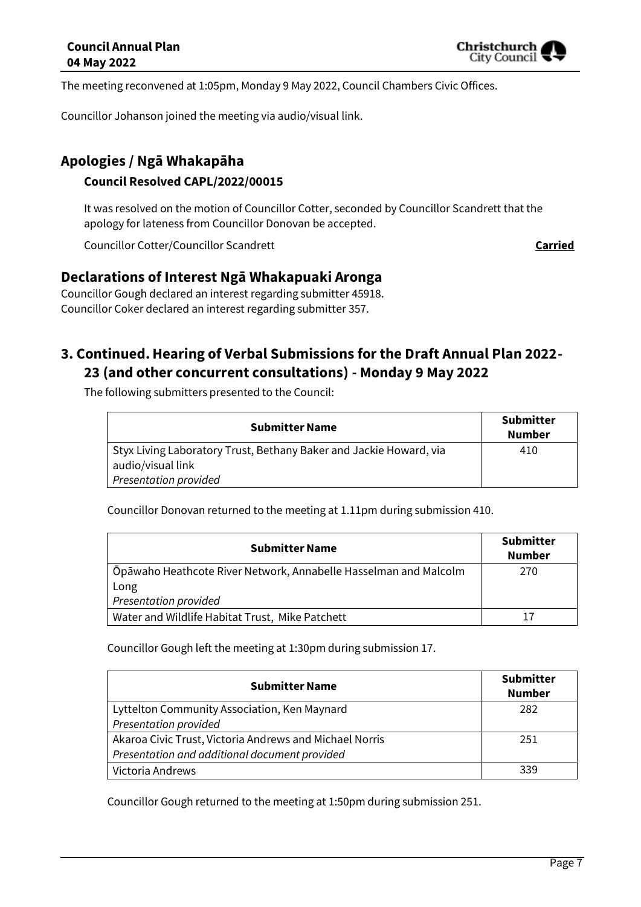The meeting reconvened at 1:05pm, Monday 9 May 2022, Council Chambers Civic Offices.

Councillor Johanson joined the meeting via audio/visual link.

## Apologies / Ngā Whakapāha

### Council Resolved CAPL/2022/00015

It was resolved on the motion of Councillor Cotter, seconded by Councillor Scandrett that the apology for lateness from Councillor Donovan be accepted.

Councillor Cotter/Councillor Scandrett **Carried**

## Declarations of Interest Ngā Whakapuaki Aronga

Councillor Gough declared an interest regarding submitter 45918.
Councillor Coker declared an interest regarding submitter 357.

## 3. Continued. Hearing of Verbal Submissions for the Draft Annual Plan 2022-23 (and other concurrent consultations) - Monday 9 May 2022

The following submitters presented to the Council:

| Submitter Name | Submitter Number |
|---|---|
| Styx Living Laboratory Trust, Bethany Baker and Jackie Howard, via audio/visual link *Presentation provided* | 410 |

Councillor Donovan returned to the meeting at 1.11pm during submission 410.

| Submitter Name | Submitter Number |
|---|---|
| Ōpāwaho Heathcote River Network, Annabelle Hasselman and Malcolm Long *Presentation provided* | 270 |
| Water and Wildlife Habitat Trust, Mike Patchett | 17 |

Councillor Gough left the meeting at 1:30pm during submission 17.

| Submitter Name | Submitter Number |
|---|---|
| Lyttelton Community Association, Ken Maynard *Presentation provided* | 282 |
| Akaroa Civic Trust, Victoria Andrews and Michael Norris *Presentation and additional document provided* | 251 |
| Victoria Andrews | 339 |

Councillor Gough returned to the meeting at 1:50pm during submission 251.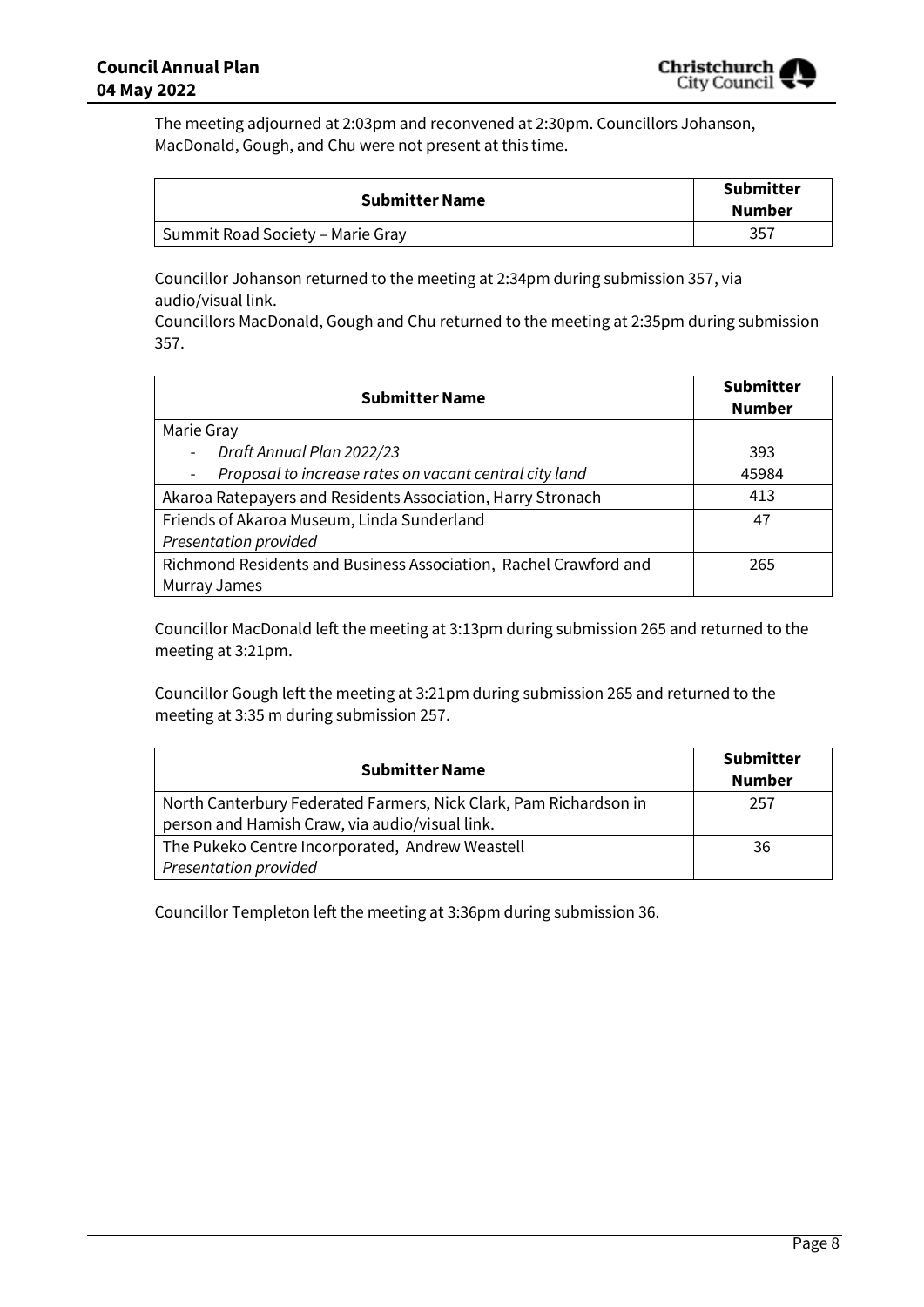The meeting adjourned at 2:03pm and reconvened at 2:30pm. Councillors Johanson, MacDonald, Gough, and Chu were not present at this time.

| Submitter Name | Submitter Number |
|---|---|
| Summit Road Society – Marie Gray | 357 |

Councillor Johanson returned to the meeting at 2:34pm during submission 357, via audio/visual link.
Councillors MacDonald, Gough and Chu returned to the meeting at 2:35pm during submission 357.

| Submitter Name | Submitter Number |
|---|---|
| Marie Gray | |
| - *Draft Annual Plan 2022/23* | 393 |
| - *Proposal to increase rates on vacant central city land* | 45984 |
| Akaroa Ratepayers and Residents Association, Harry Stronach | 413 |
| Friends of Akaroa Museum, Linda Sunderland<br>*Presentation provided* | 47 |
| Richmond Residents and Business Association, Rachel Crawford and Murray James | 265 |

Councillor MacDonald left the meeting at 3:13pm during submission 265 and returned to the meeting at 3:21pm.

Councillor Gough left the meeting at 3:21pm during submission 265 and returned to the meeting at 3:35 m during submission 257.

| Submitter Name | Submitter Number |
|---|---|
| North Canterbury Federated Farmers, Nick Clark, Pam Richardson in person and Hamish Craw, via audio/visual link. | 257 |
| The Pukeko Centre Incorporated, Andrew Weastell<br>*Presentation provided* | 36 |

Councillor Templeton left the meeting at 3:36pm during submission 36.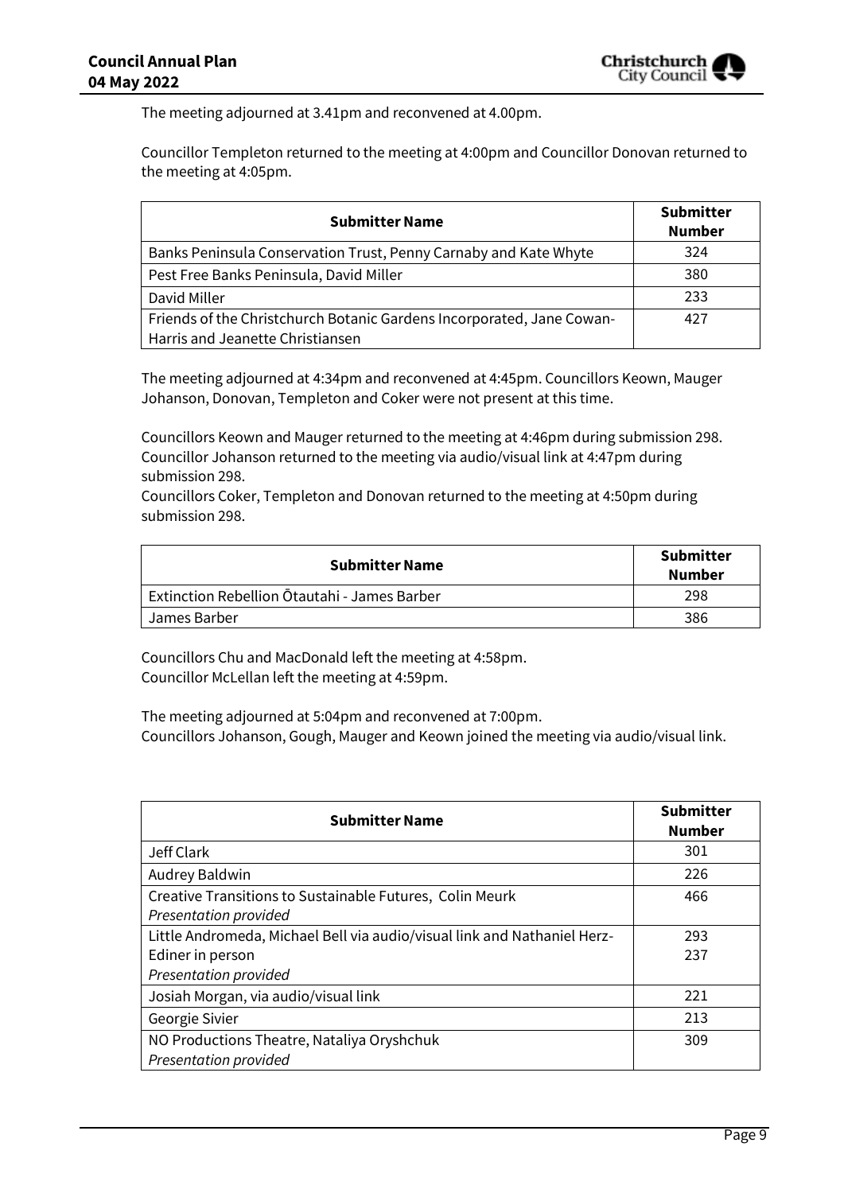The meeting adjourned at 3.41pm and reconvened at 4.00pm.

Councillor Templeton returned to the meeting at 4:00pm and Councillor Donovan returned to the meeting at 4:05pm.

| Submitter Name | Submitter Number |
|---|---|
| Banks Peninsula Conservation Trust, Penny Carnaby and Kate Whyte | 324 |
| Pest Free Banks Peninsula, David Miller | 380 |
| David Miller | 233 |
| Friends of the Christchurch Botanic Gardens Incorporated, Jane Cowan-Harris and Jeanette Christiansen | 427 |

The meeting adjourned at 4:34pm and reconvened at 4:45pm. Councillors Keown, Mauger Johanson, Donovan, Templeton and Coker were not present at this time.

Councillors Keown and Mauger returned to the meeting at 4:46pm during submission 298.
Councillor Johanson returned to the meeting via audio/visual link at 4:47pm during submission 298.
Councillors Coker, Templeton and Donovan returned to the meeting at 4:50pm during submission 298.

| Submitter Name | Submitter Number |
|---|---|
| Extinction Rebellion Ōtautahi - James Barber | 298 |
| James Barber | 386 |

Councillors Chu and MacDonald left the meeting at 4:58pm.
Councillor McLellan left the meeting at 4:59pm.

The meeting adjourned at 5:04pm and reconvened at 7:00pm.
Councillors Johanson, Gough, Mauger and Keown joined the meeting via audio/visual link.

| Submitter Name | Submitter Number |
|---|---|
| Jeff Clark | 301 |
| Audrey Baldwin | 226 |
| Creative Transitions to Sustainable Futures, Colin Meurk<br>*Presentation provided* | 466 |
| Little Andromeda, Michael Bell via audio/visual link and Nathaniel Herz-Ediner in person<br>*Presentation provided* | 293<br>237 |
| Josiah Morgan, via audio/visual link | 221 |
| Georgie Sivier | 213 |
| NO Productions Theatre, Nataliya Oryshchuk<br>*Presentation provided* | 309 |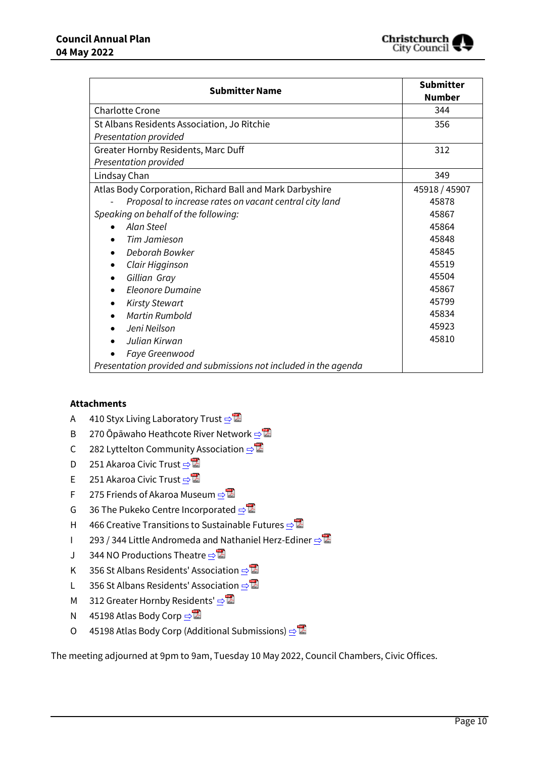| Submitter Name | Submitter Number |
|---|---|
| Charlotte Crone | 344 |
| St Albans Residents Association, Jo Ritchie<br>*Presentation provided* | 356 |
| Greater Hornby Residents, Marc Duff<br>*Presentation provided* | 312 |
| Lindsay Chan | 349 |
| Atlas Body Corporation, Richard Ball and Mark Darbyshire<br>- *Proposal to increase rates on vacant central city land*<br>*Speaking on behalf of the following:*<br>• *Alan Steel*<br>• *Tim Jamieson*<br>• *Deborah Bowker*<br>• *Clair Higginson*<br>• *Gillian Gray*<br>• *Eleonore Dumaine*<br>• *Kirsty Stewart*<br>• *Martin Rumbold*<br>• *Jeni Neilson*<br>• *Julian Kirwan*<br>• *Faye Greenwood*<br>*Presentation provided and submissions not included in the agenda* | 45918 / 45907<br>45878<br>45867<br>45864<br>45848<br>45845<br>45519<br>45504<br>45867<br>45799<br>45834<br>45923<br>45810 |

**Attachments**

A 410 Styx Living Laboratory Trust ⇨

B 270 Ōpāwaho Heathcote River Network ⇨

C 282 Lyttelton Community Association ⇨

D 251 Akaroa Civic Trust ⇨

E 251 Akaroa Civic Trust ⇨

F 275 Friends of Akaroa Museum ⇨

G 36 The Pukeko Centre Incorporated ⇨

H 466 Creative Transitions to Sustainable Futures ⇨

I 293 / 344 Little Andromeda and Nathaniel Herz-Ediner ⇨

J 344 NO Productions Theatre ⇨

K 356 St Albans Residents' Association ⇨

L 356 St Albans Residents' Association ⇨

M 312 Greater Hornby Residents' ⇨

N 45198 Atlas Body Corp ⇨

O 45198 Atlas Body Corp (Additional Submissions) ⇨

The meeting adjourned at 9pm to 9am, Tuesday 10 May 2022, Council Chambers, Civic Offices.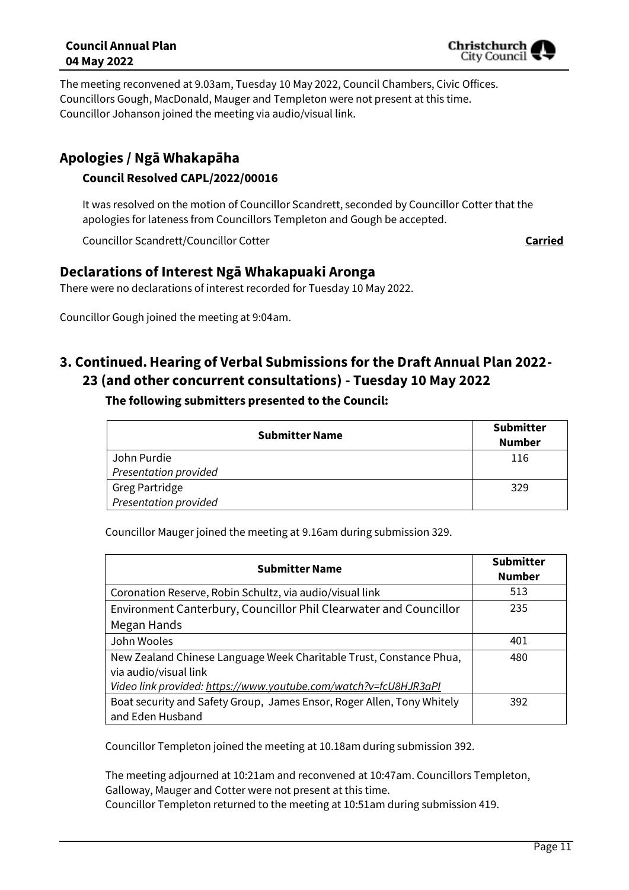The meeting reconvened at 9.03am, Tuesday 10 May 2022, Council Chambers, Civic Offices. Councillors Gough, MacDonald, Mauger and Templeton were not present at this time. Councillor Johanson joined the meeting via audio/visual link.

## Apologies / Ngā Whakapāha

### Council Resolved CAPL/2022/00016

It was resolved on the motion of Councillor Scandrett, seconded by Councillor Cotter that the apologies for lateness from Councillors Templeton and Gough be accepted.

Councillor Scandrett/Councillor Cotter **Carried**

## Declarations of Interest Ngā Whakapuaki Aronga

There were no declarations of interest recorded for Tuesday 10 May 2022.

Councillor Gough joined the meeting at 9:04am.

## 3. Continued. Hearing of Verbal Submissions for the Draft Annual Plan 2022-23 (and other concurrent consultations) - Tuesday 10 May 2022

### The following submitters presented to the Council:

| Submitter Name | Submitter Number |
|---|---|
| John Purdie<br>*Presentation provided* | 116 |
| Greg Partridge<br>*Presentation provided* | 329 |

Councillor Mauger joined the meeting at 9.16am during submission 329.

| Submitter Name | Submitter Number |
|---|---|
| Coronation Reserve, Robin Schultz, via audio/visual link | 513 |
| Environment Canterbury, Councillor Phil Clearwater and Councillor Megan Hands | 235 |
| John Wooles | 401 |
| New Zealand Chinese Language Week Charitable Trust, Constance Phua, via audio/visual link<br>*Video link provided: https://www.youtube.com/watch?v=fcU8HJR3aPI* | 480 |
| Boat security and Safety Group, James Ensor, Roger Allen, Tony Whitely and Eden Husband | 392 |

Councillor Templeton joined the meeting at 10.18am during submission 392.

The meeting adjourned at 10:21am and reconvened at 10:47am. Councillors Templeton, Galloway, Mauger and Cotter were not present at this time.
Councillor Templeton returned to the meeting at 10:51am during submission 419.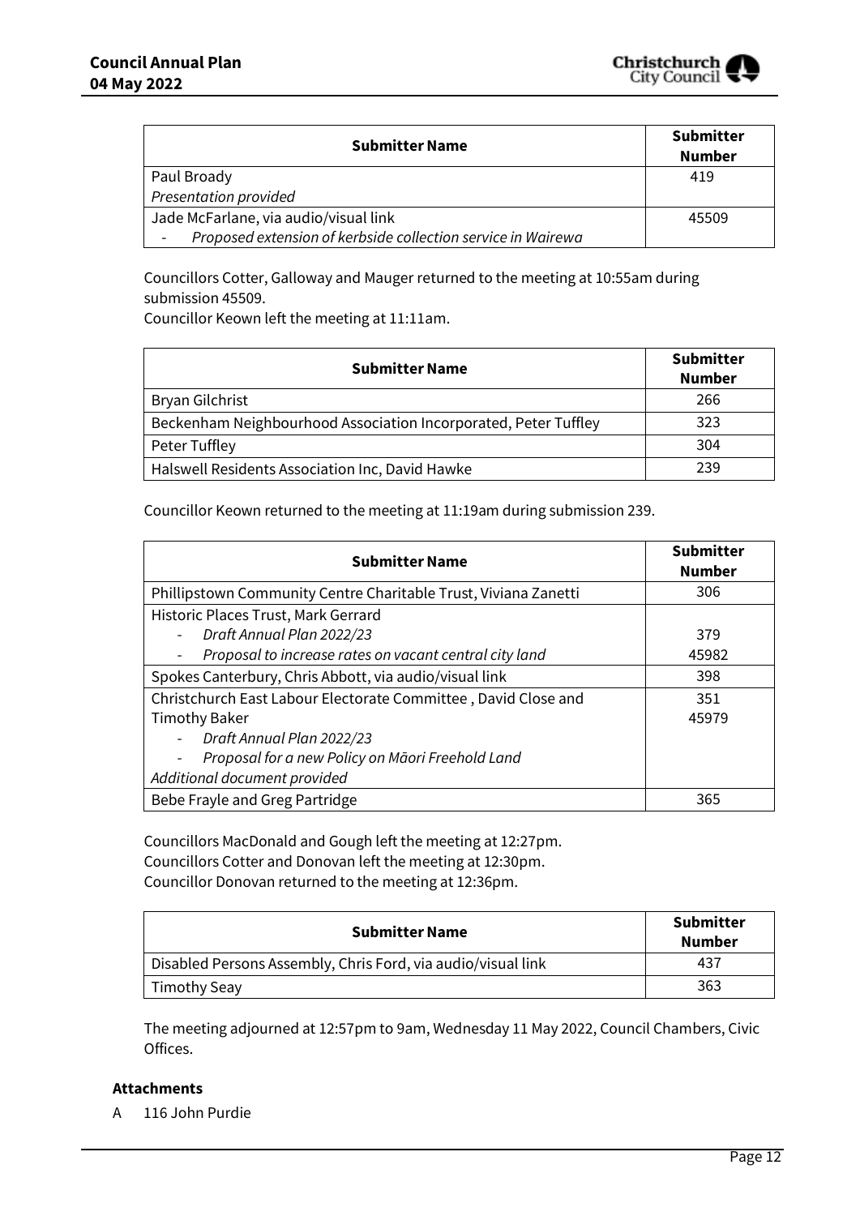| Submitter Name | Submitter Number |
|---|---|
| Paul Broady<br>*Presentation provided* | 419 |
| Jade McFarlane, via audio/visual link<br>- *Proposed extension of kerbside collection service in Wairewa* | 45509 |

Councillors Cotter, Galloway and Mauger returned to the meeting at 10:55am during submission 45509.
Councillor Keown left the meeting at 11:11am.

| Submitter Name | Submitter Number |
|---|---|
| Bryan Gilchrist | 266 |
| Beckenham Neighbourhood Association Incorporated, Peter Tuffley | 323 |
| Peter Tuffley | 304 |
| Halswell Residents Association Inc, David Hawke | 239 |

Councillor Keown returned to the meeting at 11:19am during submission 239.

| Submitter Name | Submitter Number |
|---|---|
| Phillipstown Community Centre Charitable Trust, Viviana Zanetti | 306 |
| Historic Places Trust, Mark Gerrard<br>- *Draft Annual Plan 2022/23*<br>- *Proposal to increase rates on vacant central city land* | <br>379<br>45982 |
| Spokes Canterbury, Chris Abbott, via audio/visual link | 398 |
| Christchurch East Labour Electorate Committee , David Close and Timothy Baker<br>- *Draft Annual Plan 2022/23*<br>- *Proposal for a new Policy on Māori Freehold Land*<br>*Additional document provided* | 351<br>45979 |
| Bebe Frayle and Greg Partridge | 365 |

Councillors MacDonald and Gough left the meeting at 12:27pm.
Councillors Cotter and Donovan left the meeting at 12:30pm.
Councillor Donovan returned to the meeting at 12:36pm.

| Submitter Name | Submitter Number |
|---|---|
| Disabled Persons Assembly, Chris Ford, via audio/visual link | 437 |
| Timothy Seay | 363 |

The meeting adjourned at 12:57pm to 9am, Wednesday 11 May 2022, Council Chambers, Civic Offices.

**Attachments**

A 116 John Purdie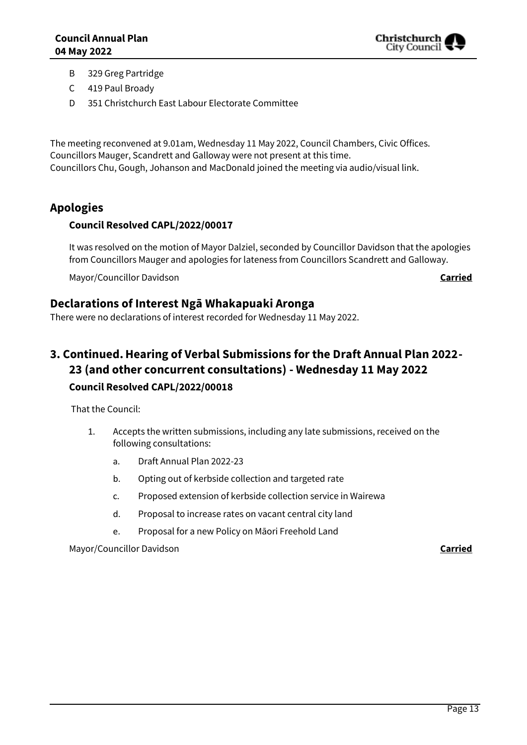B 329 Greg Partridge

C 419 Paul Broady

D 351 Christchurch East Labour Electorate Committee

The meeting reconvened at 9.01am, Wednesday 11 May 2022, Council Chambers, Civic Offices.
Councillors Mauger, Scandrett and Galloway were not present at this time.
Councillors Chu, Gough, Johanson and MacDonald joined the meeting via audio/visual link.

## Apologies

### Council Resolved CAPL/2022/00017

It was resolved on the motion of Mayor Dalziel, seconded by Councillor Davidson that the apologies from Councillors Mauger and apologies for lateness from Councillors Scandrett and Galloway.

Mayor/Councillor Davidson **Carried**

## Declarations of Interest Ngā Whakapuaki Aronga

There were no declarations of interest recorded for Wednesday 11 May 2022.

## 3. Continued. Hearing of Verbal Submissions for the Draft Annual Plan 2022-23 (and other concurrent consultations) - Wednesday 11 May 2022

### Council Resolved CAPL/2022/00018

That the Council:

1. Accepts the written submissions, including any late submissions, received on the following consultations:
   a. Draft Annual Plan 2022-23
   b. Opting out of kerbside collection and targeted rate
   c. Proposed extension of kerbside collection service in Wairewa
   d. Proposal to increase rates on vacant central city land
   e. Proposal for a new Policy on Māori Freehold Land

Mayor/Councillor Davidson **Carried**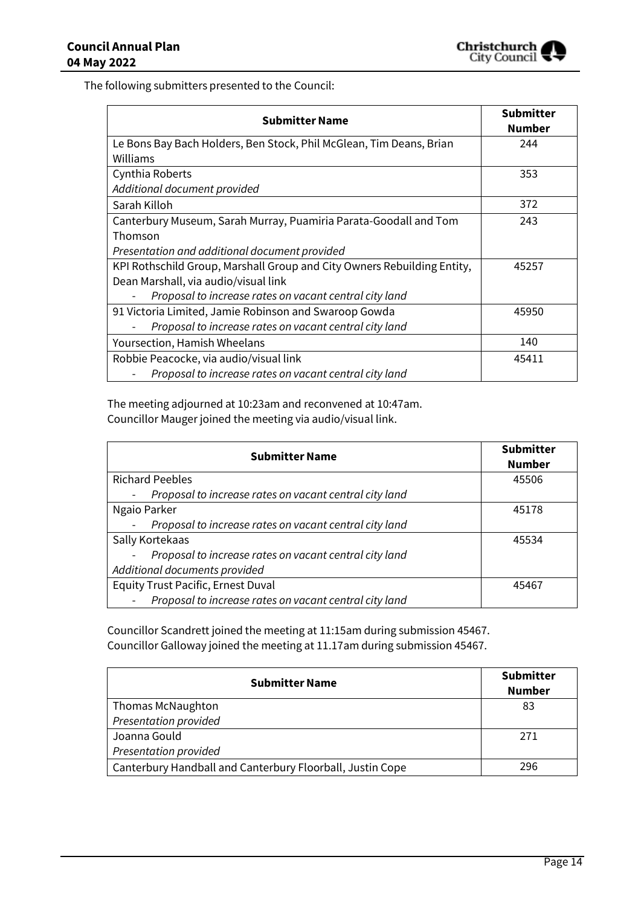The following submitters presented to the Council:

| Submitter Name | Submitter Number |
|---|---|
| Le Bons Bay Bach Holders, Ben Stock, Phil McGlean, Tim Deans, Brian Williams | 244 |
| Cynthia Roberts<br>*Additional document provided* | 353 |
| Sarah Killoh | 372 |
| Canterbury Museum, Sarah Murray, Puamiria Parata-Goodall and Tom Thomson<br>*Presentation and additional document provided* | 243 |
| KPI Rothschild Group, Marshall Group and City Owners Rebuilding Entity, Dean Marshall, via audio/visual link<br>- *Proposal to increase rates on vacant central city land* | 45257 |
| 91 Victoria Limited, Jamie Robinson and Swaroop Gowda<br>- *Proposal to increase rates on vacant central city land* | 45950 |
| Yoursection, Hamish Wheelans | 140 |
| Robbie Peacocke, via audio/visual link<br>- *Proposal to increase rates on vacant central city land* | 45411 |

The meeting adjourned at 10:23am and reconvened at 10:47am.
Councillor Mauger joined the meeting via audio/visual link.

| Submitter Name | Submitter Number |
|---|---|
| Richard Peebles<br>- *Proposal to increase rates on vacant central city land* | 45506 |
| Ngaio Parker<br>- *Proposal to increase rates on vacant central city land* | 45178 |
| Sally Kortekaas<br>- *Proposal to increase rates on vacant central city land*<br>*Additional documents provided* | 45534 |
| Equity Trust Pacific, Ernest Duval<br>- *Proposal to increase rates on vacant central city land* | 45467 |

Councillor Scandrett joined the meeting at 11:15am during submission 45467.
Councillor Galloway joined the meeting at 11.17am during submission 45467.

| Submitter Name | Submitter Number |
|---|---|
| Thomas McNaughton<br>*Presentation provided* | 83 |
| Joanna Gould<br>*Presentation provided* | 271 |
| Canterbury Handball and Canterbury Floorball, Justin Cope | 296 |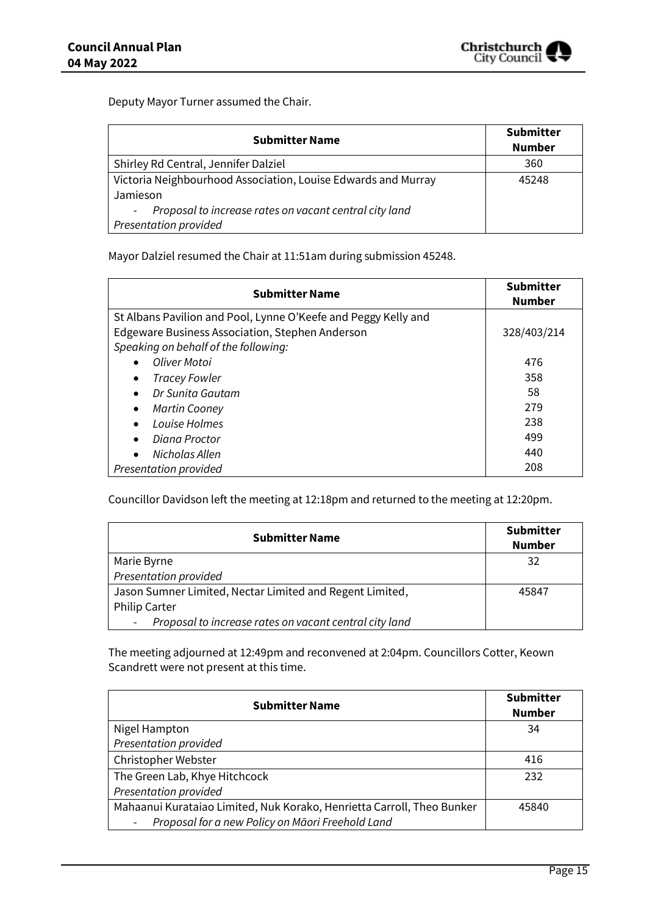Deputy Mayor Turner assumed the Chair.

| Submitter Name | Submitter Number |
|---|---|
| Shirley Rd Central, Jennifer Dalziel | 360 |
| Victoria Neighbourhood Association, Louise Edwards and Murray Jamieson<br>- *Proposal to increase rates on vacant central city land*<br>*Presentation provided* | 45248 |

Mayor Dalziel resumed the Chair at 11:51am during submission 45248.

| Submitter Name | Submitter Number |
|---|---|
| St Albans Pavilion and Pool, Lynne O'Keefe and Peggy Kelly and Edgeware Business Association, Stephen Anderson<br>*Speaking on behalf of the following:* | 328/403/214 |
| • *Oliver Motoi* | 476 |
| • *Tracey Fowler* | 358 |
| • *Dr Sunita Gautam* | 58 |
| • *Martin Cooney* | 279 |
| • *Louise Holmes* | 238 |
| • *Diana Proctor* | 499 |
| • *Nicholas Allen* | 440 |
| *Presentation provided* | 208 |

Councillor Davidson left the meeting at 12:18pm and returned to the meeting at 12:20pm.

| Submitter Name | Submitter Number |
|---|---|
| Marie Byrne<br>*Presentation provided* | 32 |
| Jason Sumner Limited, Nectar Limited and Regent Limited, Philip Carter<br>- *Proposal to increase rates on vacant central city land* | 45847 |

The meeting adjourned at 12:49pm and reconvened at 2:04pm. Councillors Cotter, Keown Scandrett were not present at this time.

| Submitter Name | Submitter Number |
|---|---|
| Nigel Hampton<br>*Presentation provided* | 34 |
| Christopher Webster | 416 |
| The Green Lab, Khye Hitchcock<br>*Presentation provided* | 232 |
| Mahaanui Kurataiao Limited, Nuk Korako, Henrietta Carroll, Theo Bunker<br>- *Proposal for a new Policy on Māori Freehold Land* | 45840 |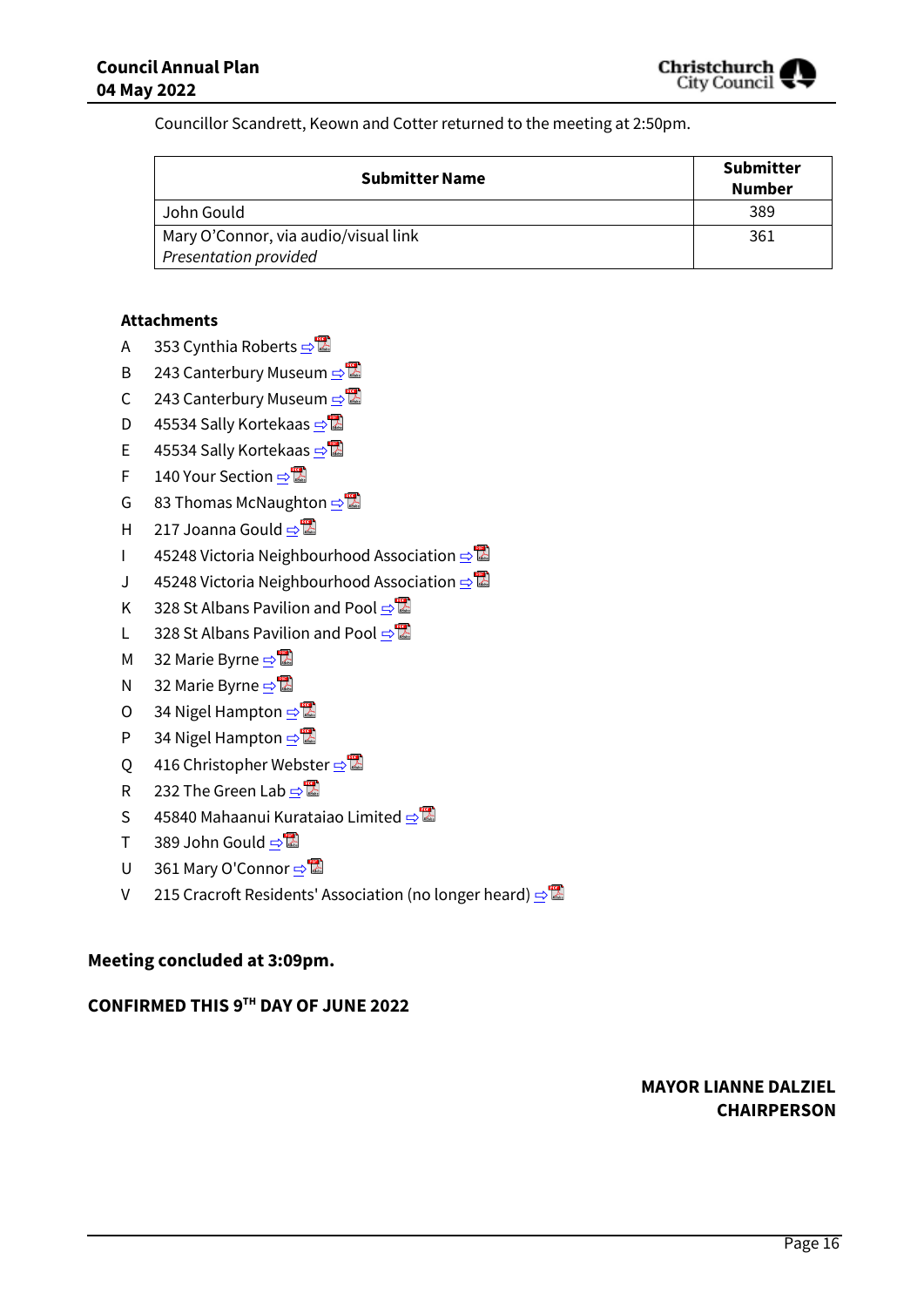Councillor Scandrett, Keown and Cotter returned to the meeting at 2:50pm.

| Submitter Name | Submitter Number |
|---|---|
| John Gould | 389 |
| Mary O'Connor, via audio/visual link<br>*Presentation provided* | 361 |

**Attachments**

A 353 Cynthia Roberts

B 243 Canterbury Museum

C 243 Canterbury Museum

D 45534 Sally Kortekaas

E 45534 Sally Kortekaas

F 140 Your Section

G 83 Thomas McNaughton

H 217 Joanna Gould

I 45248 Victoria Neighbourhood Association

J 45248 Victoria Neighbourhood Association

K 328 St Albans Pavilion and Pool

L 328 St Albans Pavilion and Pool

M 32 Marie Byrne

N 32 Marie Byrne

O 34 Nigel Hampton

P 34 Nigel Hampton

Q 416 Christopher Webster

R 232 The Green Lab

S 45840 Mahaanui Kurataiao Limited

T 389 John Gould

U 361 Mary O'Connor

V 215 Cracroft Residents' Association (no longer heard)

**Meeting concluded at 3:09pm.**

**CONFIRMED THIS 9TH DAY OF JUNE 2022**

**MAYOR LIANNE DALZIEL**
**CHAIRPERSON**